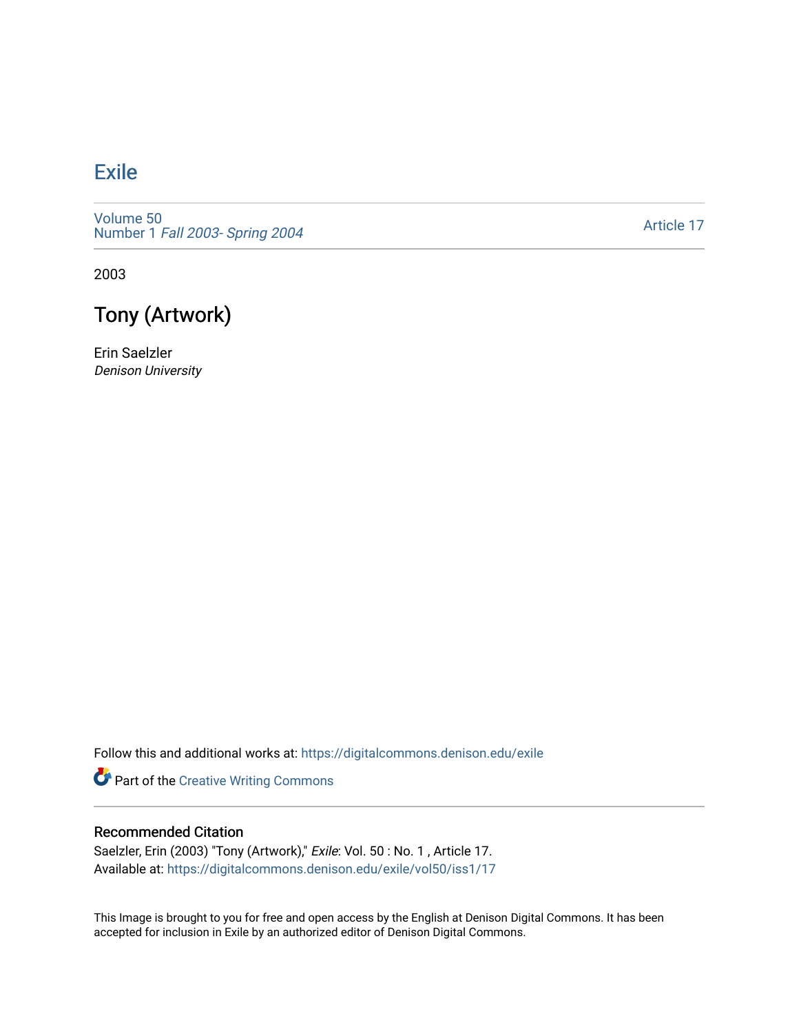# Exile

Volume 50
Number 1 *Fall 2003- Spring 2004*

Article 17

2003

## Tony (Artwork)

Erin Saelzler
*Denison University*

Follow this and additional works at: https://digitalcommons.denison.edu/exile

Part of the Creative Writing Commons

### Recommended Citation

Saelzler, Erin (2003) "Tony (Artwork)," *Exile*: Vol. 50 : No. 1 , Article 17.
Available at: https://digitalcommons.denison.edu/exile/vol50/iss1/17

This Image is brought to you for free and open access by the English at Denison Digital Commons. It has been accepted for inclusion in Exile by an authorized editor of Denison Digital Commons.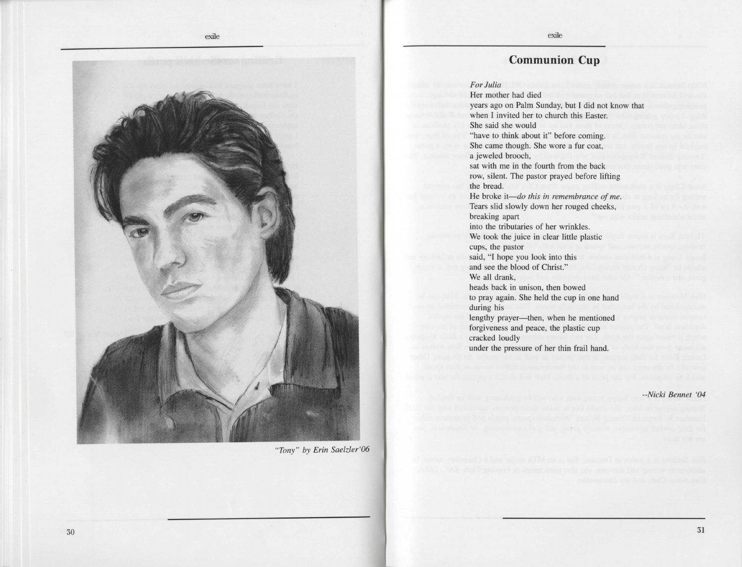"Tony" by Erin Saelzler '06

# Communion Cup

*For Julia*

Her mother had died
years ago on Palm Sunday, but I did not know that
when I invited her to church this Easter.
She said she would
"have to think about it" before coming.
She came though. She wore a fur coat,
a jeweled brooch,
sat with me in the fourth from the back
row, silent. The pastor prayed before lifting
the bread.
He broke it—*do this in remembrance of me.*
Tears slid slowly down her rouged cheeks,
breaking apart
into the tributaries of her wrinkles.
We took the juice in clear little plastic
cups, the pastor
said, "I hope you look into this
and see the blood of Christ."
We all drank,
heads back in unison, then bowed
to pray again. She held the cup in one hand
during his
lengthy prayer—then, when he mentioned
forgiveness and peace, the plastic cup
cracked loudly
under the pressure of her thin frail hand.

*--Nicki Bennet '04*